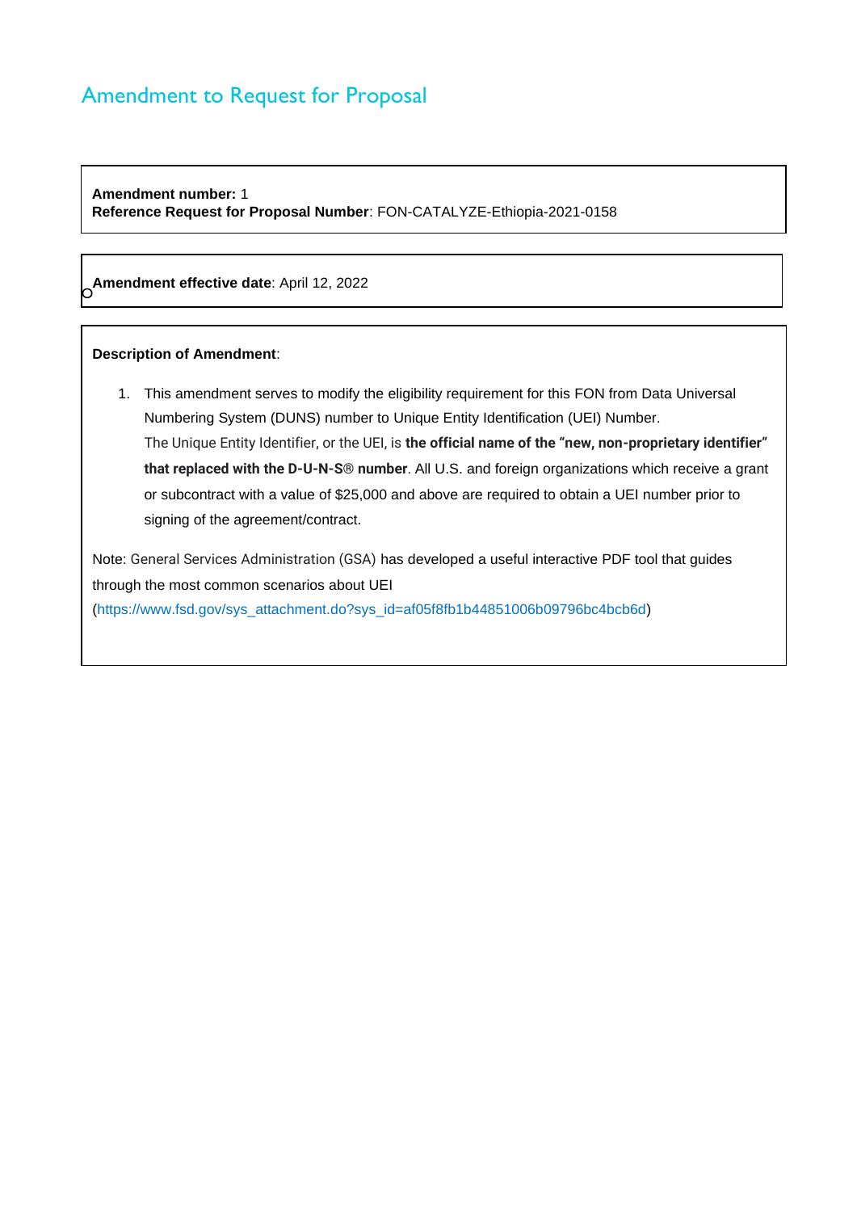# Amendment to Request for Proposal

**Amendment number:** 1
**Reference Request for Proposal Number**: FON-CATALYZE-Ethiopia-2021-0158

**Amendment effective date**: April 12, 2022

**Description of Amendment**:

1. This amendment serves to modify the eligibility requirement for this FON from Data Universal Numbering System (DUNS) number to Unique Entity Identification (UEI) Number. The Unique Entity Identifier, or the UEI, is **the official name of the "new, non-proprietary identifier" that replaced with the D-U-N-S® number**. All U.S. and foreign organizations which receive a grant or subcontract with a value of $25,000 and above are required to obtain a UEI number prior to signing of the agreement/contract.

Note: General Services Administration (GSA) has developed a useful interactive PDF tool that guides through the most common scenarios about UEI (https://www.fsd.gov/sys_attachment.do?sys_id=af05f8fb1b44851006b09796bc4bcb6d)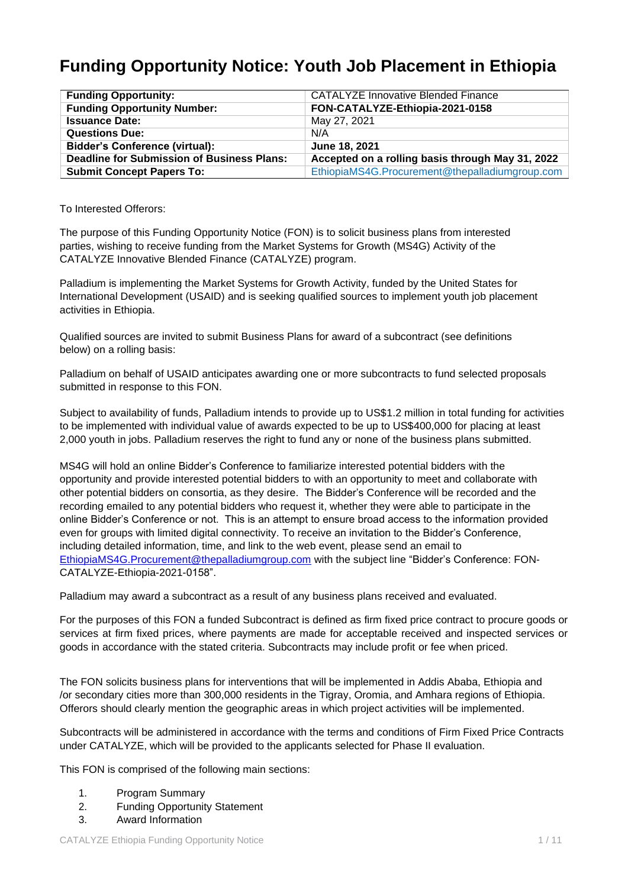# Funding Opportunity Notice: Youth Job Placement in Ethiopia

| | |
|---|---|
| **Funding Opportunity:** | CATALYZE Innovative Blended Finance |
| **Funding Opportunity Number:** | **FON-CATALYZE-Ethiopia-2021-0158** |
| **Issuance Date:** | May 27, 2021 |
| **Questions Due:** | N/A |
| **Bidder's Conference (virtual):** | **June 18, 2021** |
| **Deadline for Submission of Business Plans:** | **Accepted on a rolling basis through May 31, 2022** |
| **Submit Concept Papers To:** | EthiopiaMS4G.Procurement@thepalladiumgroup.com |

To Interested Offerors:

The purpose of this Funding Opportunity Notice (FON) is to solicit business plans from interested parties, wishing to receive funding from the Market Systems for Growth (MS4G) Activity of the CATALYZE Innovative Blended Finance (CATALYZE) program.

Palladium is implementing the Market Systems for Growth Activity, funded by the United States for International Development (USAID) and is seeking qualified sources to implement youth job placement activities in Ethiopia.

Qualified sources are invited to submit Business Plans for award of a subcontract (see definitions below) on a rolling basis:

Palladium on behalf of USAID anticipates awarding one or more subcontracts to fund selected proposals submitted in response to this FON.

Subject to availability of funds, Palladium intends to provide up to US$1.2 million in total funding for activities to be implemented with individual value of awards expected to be up to US$400,000 for placing at least 2,000 youth in jobs. Palladium reserves the right to fund any or none of the business plans submitted.

MS4G will hold an online Bidder's Conference to familiarize interested potential bidders with the opportunity and provide interested potential bidders to with an opportunity to meet and collaborate with other potential bidders on consortia, as they desire. The Bidder's Conference will be recorded and the recording emailed to any potential bidders who request it, whether they were able to participate in the online Bidder's Conference or not. This is an attempt to ensure broad access to the information provided even for groups with limited digital connectivity. To receive an invitation to the Bidder's Conference, including detailed information, time, and link to the web event, please send an email to EthiopiaMS4G.Procurement@thepalladiumgroup.com with the subject line "Bidder's Conference: FON-CATALYZE-Ethiopia-2021-0158".

Palladium may award a subcontract as a result of any business plans received and evaluated.

For the purposes of this FON a funded Subcontract is defined as firm fixed price contract to procure goods or services at firm fixed prices, where payments are made for acceptable received and inspected services or goods in accordance with the stated criteria. Subcontracts may include profit or fee when priced.

The FON solicits business plans for interventions that will be implemented in Addis Ababa, Ethiopia and /or secondary cities more than 300,000 residents in the Tigray, Oromia, and Amhara regions of Ethiopia. Offerors should clearly mention the geographic areas in which project activities will be implemented.

Subcontracts will be administered in accordance with the terms and conditions of Firm Fixed Price Contracts under CATALYZE, which will be provided to the applicants selected for Phase II evaluation.

This FON is comprised of the following main sections:

1. Program Summary
2. Funding Opportunity Statement
3. Award Information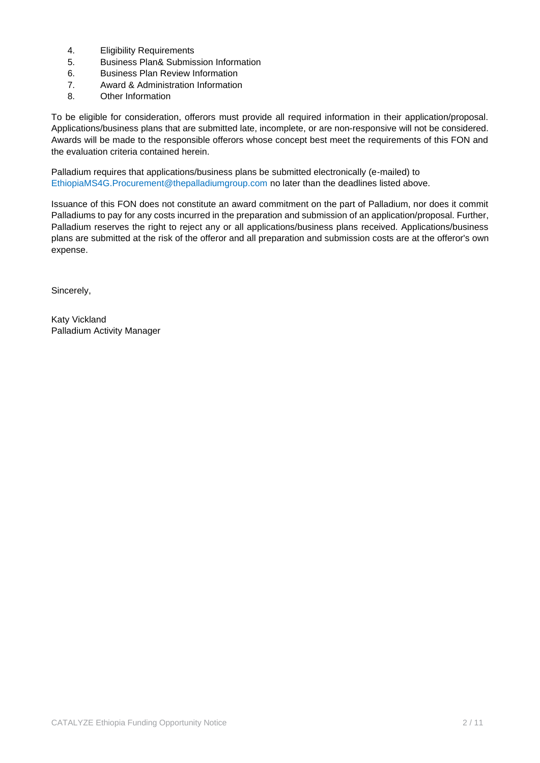4. Eligibility Requirements
5. Business Plan& Submission Information
6. Business Plan Review Information
7. Award & Administration Information
8. Other Information

To be eligible for consideration, offerors must provide all required information in their application/proposal. Applications/business plans that are submitted late, incomplete, or are non-responsive will not be considered. Awards will be made to the responsible offerors whose concept best meet the requirements of this FON and the evaluation criteria contained herein.

Palladium requires that applications/business plans be submitted electronically (e-mailed) to EthiopiaMS4G.Procurement@thepalladiumgroup.com no later than the deadlines listed above.

Issuance of this FON does not constitute an award commitment on the part of Palladium, nor does it commit Palladiums to pay for any costs incurred in the preparation and submission of an application/proposal. Further, Palladium reserves the right to reject any or all applications/business plans received. Applications/business plans are submitted at the risk of the offeror and all preparation and submission costs are at the offeror's own expense.

Sincerely,

Katy Vickland
Palladium Activity Manager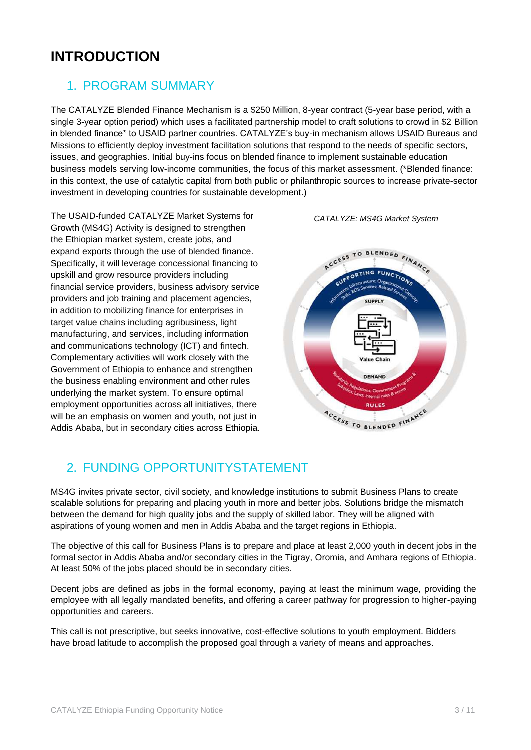# INTRODUCTION

## 1. PROGRAM SUMMARY

The CATALYZE Blended Finance Mechanism is a $250 Million, 8-year contract (5-year base period, with a single 3-year option period) which uses a facilitated partnership model to craft solutions to crowd in $2 Billion in blended finance* to USAID partner countries. CATALYZE's buy-in mechanism allows USAID Bureaus and Missions to efficiently deploy investment facilitation solutions that respond to the needs of specific sectors, issues, and geographies. Initial buy-ins focus on blended finance to implement sustainable education business models serving low-income communities, the focus of this market assessment. (*Blended finance: in this context, the use of catalytic capital from both public or philanthropic sources to increase private-sector investment in developing countries for sustainable development.)

The USAID-funded CATALYZE Market Systems for Growth (MS4G) Activity is designed to strengthen the Ethiopian market system, create jobs, and expand exports through the use of blended finance. Specifically, it will leverage concessional financing to upskill and grow resource providers including financial service providers, business advisory service providers and job training and placement agencies, in addition to mobilizing finance for enterprises in target value chains including agribusiness, light manufacturing, and services, including information and communications technology (ICT) and fintech. Complementary activities will work closely with the Government of Ethiopia to enhance and strengthen the business enabling environment and other rules underlying the market system. To ensure optimal employment opportunities across all initiatives, there will be an emphasis on women and youth, not just in Addis Ababa, but in secondary cities across Ethiopia.

*CATALYZE: MS4G Market System*

ACCESS TO BLENDED FINANCE
SUPPORTING FUNCTIONS
Information; Infrastructure; Organizational Capacity; Skills; BDS Services; Related Services
SUPPLY
Value Chain
DEMAND
Standards; Regulations; Government Programs & Subsidies; Laws; Internal rules & norms
RULES
ACCESS TO BLENDED FINANCE

## 2. FUNDING OPPORTUNITYSTATEMENT

MS4G invites private sector, civil society, and knowledge institutions to submit Business Plans to create scalable solutions for preparing and placing youth in more and better jobs. Solutions bridge the mismatch between the demand for high quality jobs and the supply of skilled labor. They will be aligned with aspirations of young women and men in Addis Ababa and the target regions in Ethiopia.

The objective of this call for Business Plans is to prepare and place at least 2,000 youth in decent jobs in the formal sector in Addis Ababa and/or secondary cities in the Tigray, Oromia, and Amhara regions of Ethiopia. At least 50% of the jobs placed should be in secondary cities.

Decent jobs are defined as jobs in the formal economy, paying at least the minimum wage, providing the employee with all legally mandated benefits, and offering a career pathway for progression to higher-paying opportunities and careers.

This call is not prescriptive, but seeks innovative, cost-effective solutions to youth employment. Bidders have broad latitude to accomplish the proposed goal through a variety of means and approaches.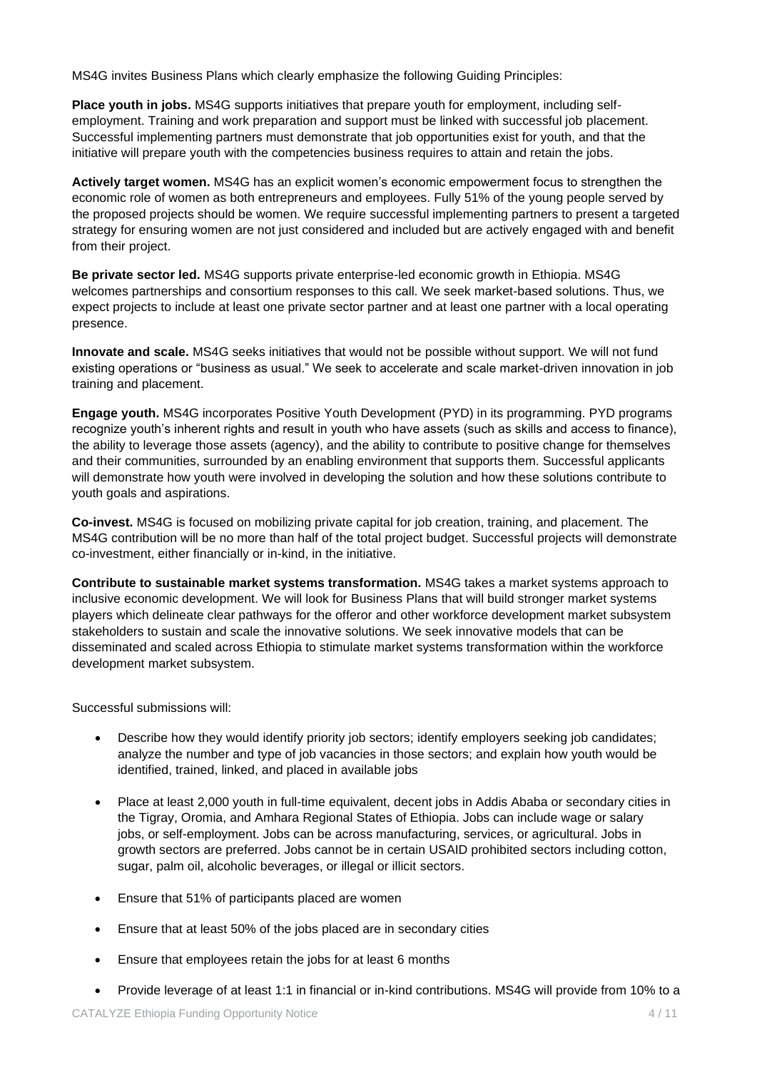MS4G invites Business Plans which clearly emphasize the following Guiding Principles:

**Place youth in jobs.** MS4G supports initiatives that prepare youth for employment, including self-employment. Training and work preparation and support must be linked with successful job placement. Successful implementing partners must demonstrate that job opportunities exist for youth, and that the initiative will prepare youth with the competencies business requires to attain and retain the jobs.

**Actively target women.** MS4G has an explicit women's economic empowerment focus to strengthen the economic role of women as both entrepreneurs and employees. Fully 51% of the young people served by the proposed projects should be women. We require successful implementing partners to present a targeted strategy for ensuring women are not just considered and included but are actively engaged with and benefit from their project.

**Be private sector led.** MS4G supports private enterprise-led economic growth in Ethiopia. MS4G welcomes partnerships and consortium responses to this call. We seek market-based solutions. Thus, we expect projects to include at least one private sector partner and at least one partner with a local operating presence.

**Innovate and scale.** MS4G seeks initiatives that would not be possible without support. We will not fund existing operations or "business as usual." We seek to accelerate and scale market-driven innovation in job training and placement.

**Engage youth.** MS4G incorporates Positive Youth Development (PYD) in its programming. PYD programs recognize youth's inherent rights and result in youth who have assets (such as skills and access to finance), the ability to leverage those assets (agency), and the ability to contribute to positive change for themselves and their communities, surrounded by an enabling environment that supports them. Successful applicants will demonstrate how youth were involved in developing the solution and how these solutions contribute to youth goals and aspirations.

**Co-invest.** MS4G is focused on mobilizing private capital for job creation, training, and placement. The MS4G contribution will be no more than half of the total project budget. Successful projects will demonstrate co-investment, either financially or in-kind, in the initiative.

**Contribute to sustainable market systems transformation.** MS4G takes a market systems approach to inclusive economic development. We will look for Business Plans that will build stronger market systems players which delineate clear pathways for the offeror and other workforce development market subsystem stakeholders to sustain and scale the innovative solutions. We seek innovative models that can be disseminated and scaled across Ethiopia to stimulate market systems transformation within the workforce development market subsystem.

Successful submissions will:

- Describe how they would identify priority job sectors; identify employers seeking job candidates; analyze the number and type of job vacancies in those sectors; and explain how youth would be identified, trained, linked, and placed in available jobs
- Place at least 2,000 youth in full-time equivalent, decent jobs in Addis Ababa or secondary cities in the Tigray, Oromia, and Amhara Regional States of Ethiopia. Jobs can include wage or salary jobs, or self-employment. Jobs can be across manufacturing, services, or agricultural. Jobs in growth sectors are preferred. Jobs cannot be in certain USAID prohibited sectors including cotton, sugar, palm oil, alcoholic beverages, or illegal or illicit sectors.
- Ensure that 51% of participants placed are women
- Ensure that at least 50% of the jobs placed are in secondary cities
- Ensure that employees retain the jobs for at least 6 months
- Provide leverage of at least 1:1 in financial or in-kind contributions. MS4G will provide from 10% to a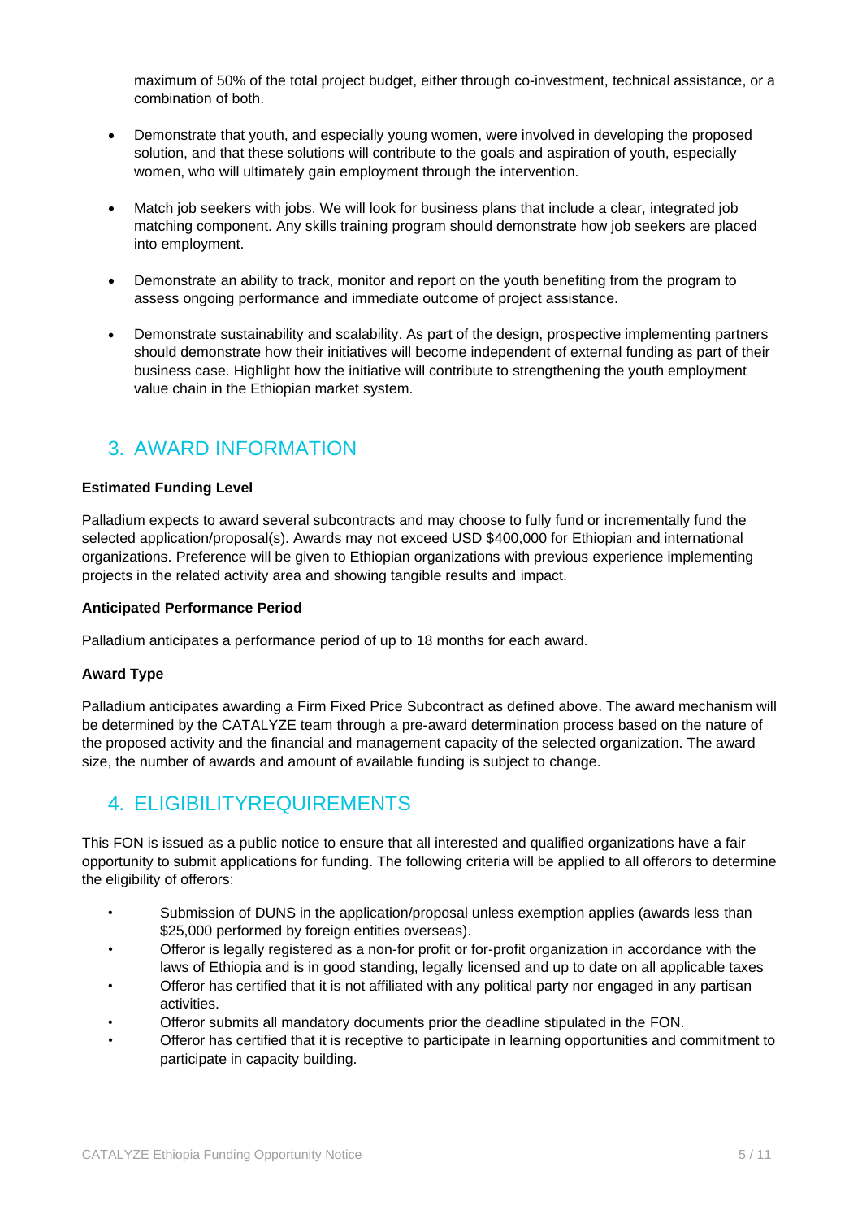maximum of 50% of the total project budget, either through co-investment, technical assistance, or a combination of both.

- Demonstrate that youth, and especially young women, were involved in developing the proposed solution, and that these solutions will contribute to the goals and aspiration of youth, especially women, who will ultimately gain employment through the intervention.

- Match job seekers with jobs. We will look for business plans that include a clear, integrated job matching component. Any skills training program should demonstrate how job seekers are placed into employment.

- Demonstrate an ability to track, monitor and report on the youth benefiting from the program to assess ongoing performance and immediate outcome of project assistance.

- Demonstrate sustainability and scalability. As part of the design, prospective implementing partners should demonstrate how their initiatives will become independent of external funding as part of their business case. Highlight how the initiative will contribute to strengthening the youth employment value chain in the Ethiopian market system.

## 3. AWARD INFORMATION

**Estimated Funding Level**

Palladium expects to award several subcontracts and may choose to fully fund or incrementally fund the selected application/proposal(s). Awards may not exceed USD $400,000 for Ethiopian and international organizations. Preference will be given to Ethiopian organizations with previous experience implementing projects in the related activity area and showing tangible results and impact.

**Anticipated Performance Period**

Palladium anticipates a performance period of up to 18 months for each award.

**Award Type**

Palladium anticipates awarding a Firm Fixed Price Subcontract as defined above. The award mechanism will be determined by the CATALYZE team through a pre-award determination process based on the nature of the proposed activity and the financial and management capacity of the selected organization. The award size, the number of awards and amount of available funding is subject to change.

## 4. ELIGIBILITYREQUIREMENTS

This FON is issued as a public notice to ensure that all interested and qualified organizations have a fair opportunity to submit applications for funding. The following criteria will be applied to all offerors to determine the eligibility of offerors:

- Submission of DUNS in the application/proposal unless exemption applies (awards less than $25,000 performed by foreign entities overseas).
- Offeror is legally registered as a non-for profit or for-profit organization in accordance with the laws of Ethiopia and is in good standing, legally licensed and up to date on all applicable taxes
- Offeror has certified that it is not affiliated with any political party nor engaged in any partisan activities.
- Offeror submits all mandatory documents prior the deadline stipulated in the FON.
- Offeror has certified that it is receptive to participate in learning opportunities and commitment to participate in capacity building.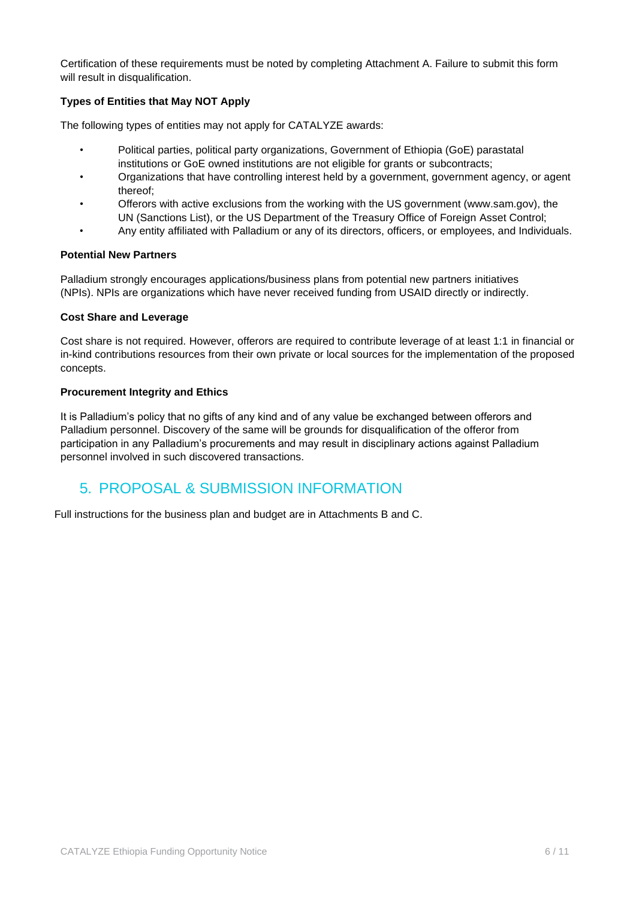Certification of these requirements must be noted by completing Attachment A. Failure to submit this form will result in disqualification.

**Types of Entities that May NOT Apply**

The following types of entities may not apply for CATALYZE awards:

- Political parties, political party organizations, Government of Ethiopia (GoE) parastatal institutions or GoE owned institutions are not eligible for grants or subcontracts;
- Organizations that have controlling interest held by a government, government agency, or agent thereof;
- Offerors with active exclusions from the working with the US government (www.sam.gov), the UN (Sanctions List), or the US Department of the Treasury Office of Foreign Asset Control;
- Any entity affiliated with Palladium or any of its directors, officers, or employees, and Individuals.

**Potential New Partners**

Palladium strongly encourages applications/business plans from potential new partners initiatives (NPIs). NPIs are organizations which have never received funding from USAID directly or indirectly.

**Cost Share and Leverage**

Cost share is not required. However, offerors are required to contribute leverage of at least 1:1 in financial or in-kind contributions resources from their own private or local sources for the implementation of the proposed concepts.

**Procurement Integrity and Ethics**

It is Palladium's policy that no gifts of any kind and of any value be exchanged between offerors and Palladium personnel. Discovery of the same will be grounds for disqualification of the offeror from participation in any Palladium's procurements and may result in disciplinary actions against Palladium personnel involved in such discovered transactions.

## 5. PROPOSAL & SUBMISSION INFORMATION

Full instructions for the business plan and budget are in Attachments B and C.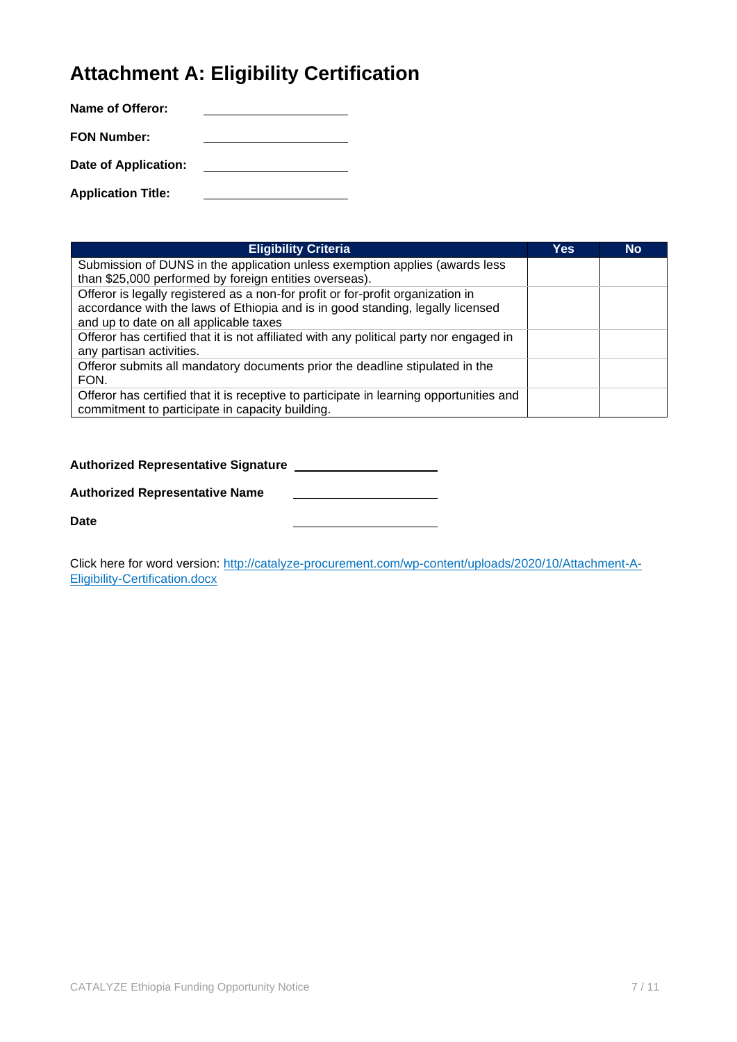# Attachment A: Eligibility Certification

**Name of Offeror:** \_\_\_\_\_\_\_\_\_\_\_\_\_\_\_\_\_\_\_\_

**FON Number:** \_\_\_\_\_\_\_\_\_\_\_\_\_\_\_\_\_\_\_\_

**Date of Application:** \_\_\_\_\_\_\_\_\_\_\_\_\_\_\_\_\_\_\_\_

**Application Title:** \_\_\_\_\_\_\_\_\_\_\_\_\_\_\_\_\_\_\_\_

| Eligibility Criteria | Yes | No |
|---|---|---|
| Submission of DUNS in the application unless exemption applies (awards less than $25,000 performed by foreign entities overseas). | | |
| Offeror is legally registered as a non-for profit or for-profit organization in accordance with the laws of Ethiopia and is in good standing, legally licensed and up to date on all applicable taxes | | |
| Offeror has certified that it is not affiliated with any political party nor engaged in any partisan activities. | | |
| Offeror submits all mandatory documents prior the deadline stipulated in the FON. | | |
| Offeror has certified that it is receptive to participate in learning opportunities and commitment to participate in capacity building. | | |

**Authorized Representative Signature** \_\_\_\_\_\_\_\_\_\_\_\_\_\_\_\_\_\_\_\_

**Authorized Representative Name** \_\_\_\_\_\_\_\_\_\_\_\_\_\_\_\_\_\_\_\_

**Date** \_\_\_\_\_\_\_\_\_\_\_\_\_\_\_\_\_\_\_\_

Click here for word version: [http://catalyze-procurement.com/wp-content/uploads/2020/10/Attachment-A-Eligibility-Certification.docx](http://catalyze-procurement.com/wp-content/uploads/2020/10/Attachment-A-Eligibility-Certification.docx)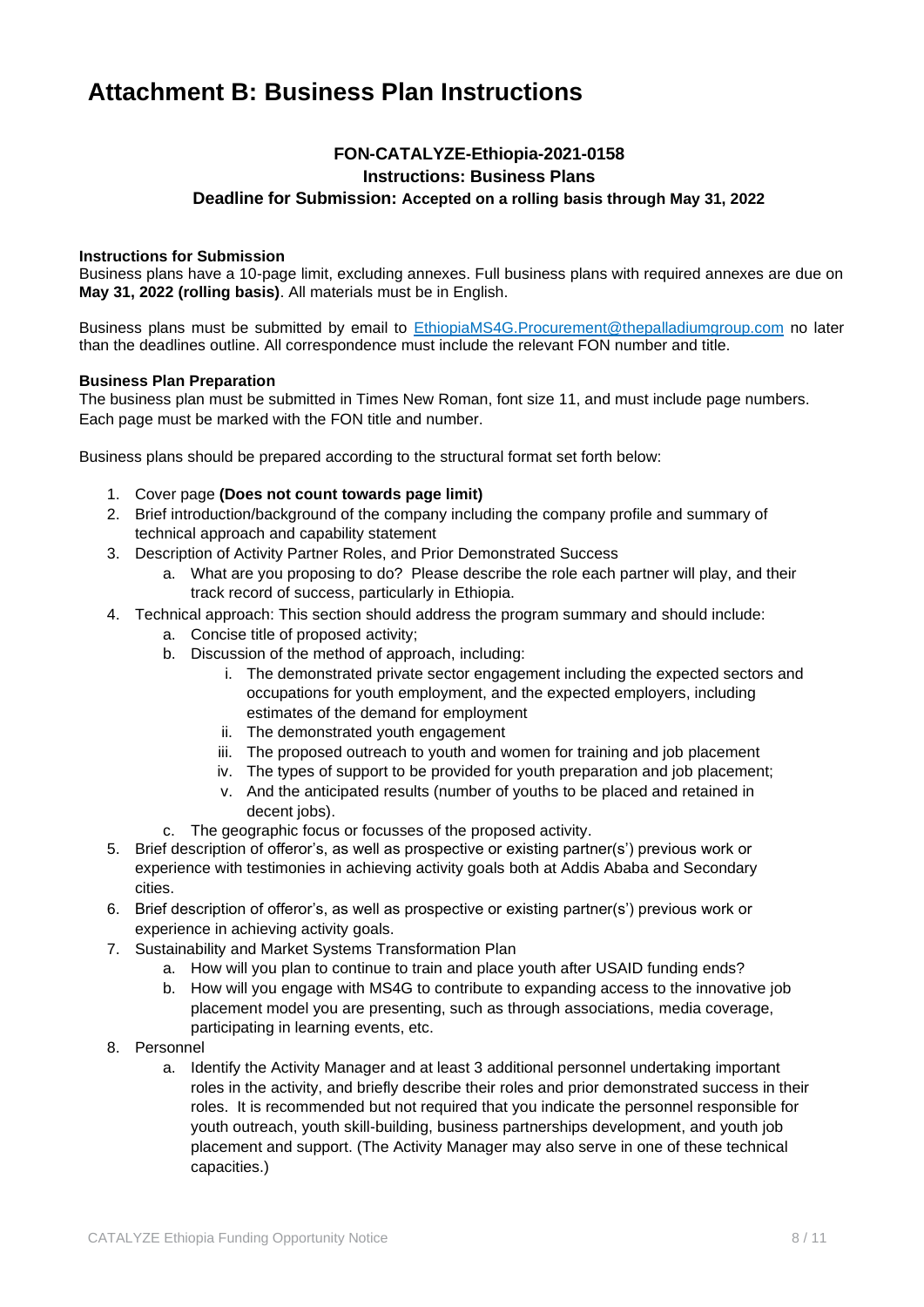# Attachment B: Business Plan Instructions

**FON-CATALYZE-Ethiopia-2021-0158**

**Instructions: Business Plans**

**Deadline for Submission: Accepted on a rolling basis through May 31, 2022**

**Instructions for Submission**

Business plans have a 10-page limit, excluding annexes. Full business plans with required annexes are due on **May 31, 2022 (rolling basis)**. All materials must be in English.

Business plans must be submitted by email to EthiopiaMS4G.Procurement@thepalladiumgroup.com no later than the deadlines outline. All correspondence must include the relevant FON number and title.

**Business Plan Preparation**

The business plan must be submitted in Times New Roman, font size 11, and must include page numbers. Each page must be marked with the FON title and number.

Business plans should be prepared according to the structural format set forth below:

1. Cover page **(Does not count towards page limit)**
2. Brief introduction/background of the company including the company profile and summary of technical approach and capability statement
3. Description of Activity Partner Roles, and Prior Demonstrated Success
   a. What are you proposing to do? Please describe the role each partner will play, and their track record of success, particularly in Ethiopia.
4. Technical approach: This section should address the program summary and should include:
   a. Concise title of proposed activity;
   b. Discussion of the method of approach, including:
      i. The demonstrated private sector engagement including the expected sectors and occupations for youth employment, and the expected employers, including estimates of the demand for employment
      ii. The demonstrated youth engagement
      iii. The proposed outreach to youth and women for training and job placement
      iv. The types of support to be provided for youth preparation and job placement;
      v. And the anticipated results (number of youths to be placed and retained in decent jobs).
   c. The geographic focus or focusses of the proposed activity.
5. Brief description of offeror's, as well as prospective or existing partner(s') previous work or experience with testimonies in achieving activity goals both at Addis Ababa and Secondary cities.
6. Brief description of offeror's, as well as prospective or existing partner(s') previous work or experience in achieving activity goals.
7. Sustainability and Market Systems Transformation Plan
   a. How will you plan to continue to train and place youth after USAID funding ends?
   b. How will you engage with MS4G to contribute to expanding access to the innovative job placement model you are presenting, such as through associations, media coverage, participating in learning events, etc.
8. Personnel
   a. Identify the Activity Manager and at least 3 additional personnel undertaking important roles in the activity, and briefly describe their roles and prior demonstrated success in their roles. It is recommended but not required that you indicate the personnel responsible for youth outreach, youth skill-building, business partnerships development, and youth job placement and support. (The Activity Manager may also serve in one of these technical capacities.)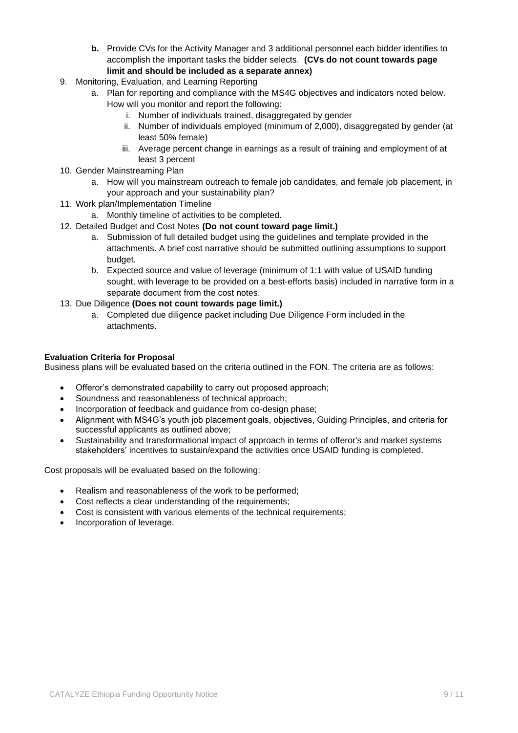- **b.** Provide CVs for the Activity Manager and 3 additional personnel each bidder identifies to accomplish the important tasks the bidder selects. **(CVs do not count towards page limit and should be included as a separate annex)**

9. Monitoring, Evaluation, and Learning Reporting
   a. Plan for reporting and compliance with the MS4G objectives and indicators noted below. How will you monitor and report the following:
      i. Number of individuals trained, disaggregated by gender
      ii. Number of individuals employed (minimum of 2,000), disaggregated by gender (at least 50% female)
      iii. Average percent change in earnings as a result of training and employment of at least 3 percent
10. Gender Mainstreaming Plan
    a. How will you mainstream outreach to female job candidates, and female job placement, in your approach and your sustainability plan?
11. Work plan/Implementation Timeline
    a. Monthly timeline of activities to be completed.
12. Detailed Budget and Cost Notes **(Do not count toward page limit.)**
    a. Submission of full detailed budget using the guidelines and template provided in the attachments. A brief cost narrative should be submitted outlining assumptions to support budget.
    b. Expected source and value of leverage (minimum of 1:1 with value of USAID funding sought, with leverage to be provided on a best-efforts basis) included in narrative form in a separate document from the cost notes.
13. Due Diligence **(Does not count towards page limit.)**
    a. Completed due diligence packet including Due Diligence Form included in the attachments.

**Evaluation Criteria for Proposal**

Business plans will be evaluated based on the criteria outlined in the FON. The criteria are as follows:

- Offeror's demonstrated capability to carry out proposed approach;
- Soundness and reasonableness of technical approach;
- Incorporation of feedback and guidance from co-design phase;
- Alignment with MS4G's youth job placement goals, objectives, Guiding Principles, and criteria for successful applicants as outlined above;
- Sustainability and transformational impact of approach in terms of offeror's and market systems stakeholders' incentives to sustain/expand the activities once USAID funding is completed.

Cost proposals will be evaluated based on the following:

- Realism and reasonableness of the work to be performed;
- Cost reflects a clear understanding of the requirements;
- Cost is consistent with various elements of the technical requirements;
- Incorporation of leverage.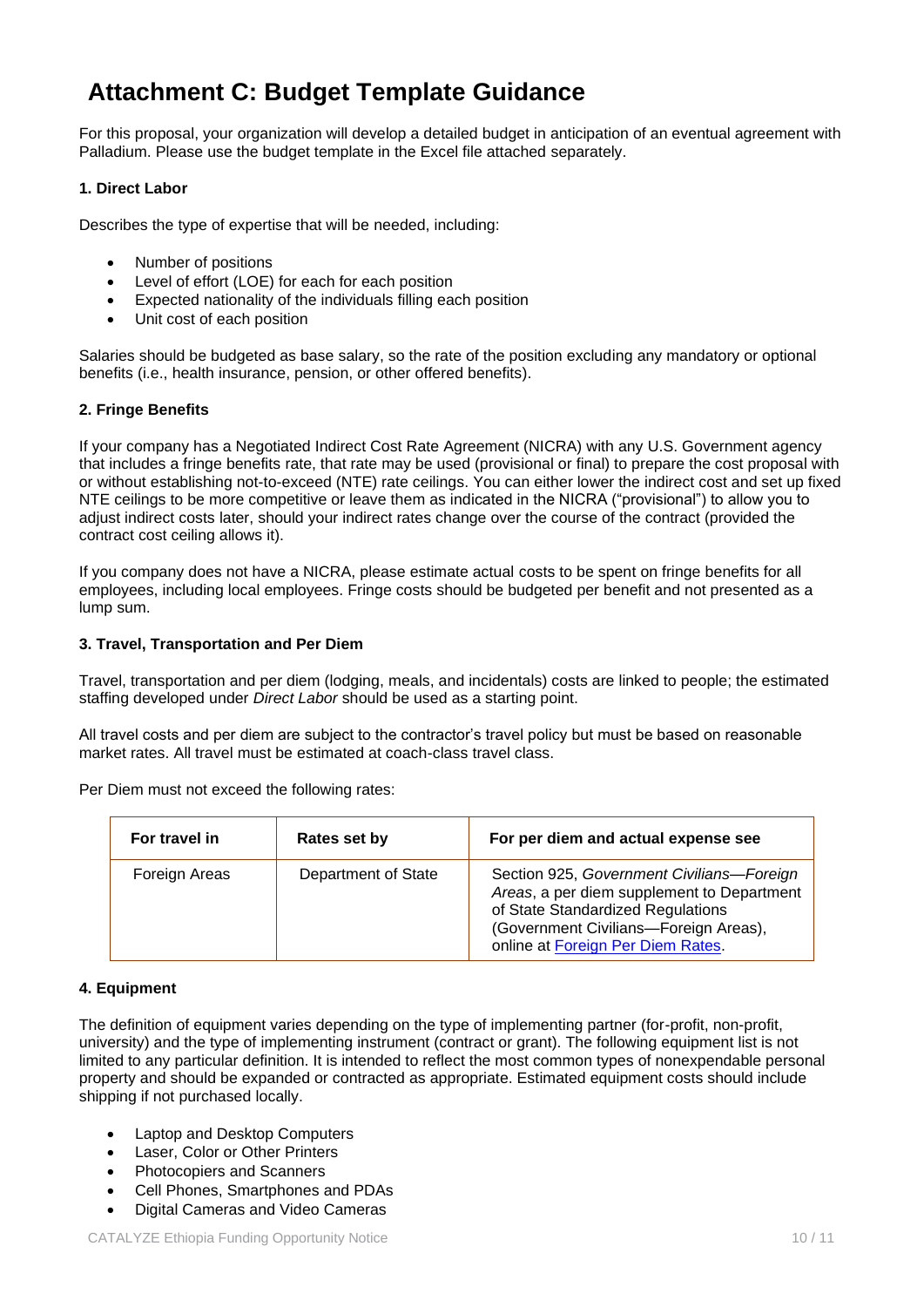# Attachment C: Budget Template Guidance

For this proposal, your organization will develop a detailed budget in anticipation of an eventual agreement with Palladium. Please use the budget template in the Excel file attached separately.

**1. Direct Labor**

Describes the type of expertise that will be needed, including:

- Number of positions
- Level of effort (LOE) for each for each position
- Expected nationality of the individuals filling each position
- Unit cost of each position

Salaries should be budgeted as base salary, so the rate of the position excluding any mandatory or optional benefits (i.e., health insurance, pension, or other offered benefits).

**2. Fringe Benefits**

If your company has a Negotiated Indirect Cost Rate Agreement (NICRA) with any U.S. Government agency that includes a fringe benefits rate, that rate may be used (provisional or final) to prepare the cost proposal with or without establishing not-to-exceed (NTE) rate ceilings. You can either lower the indirect cost and set up fixed NTE ceilings to be more competitive or leave them as indicated in the NICRA ("provisional") to allow you to adjust indirect costs later, should your indirect rates change over the course of the contract (provided the contract cost ceiling allows it).

If you company does not have a NICRA, please estimate actual costs to be spent on fringe benefits for all employees, including local employees. Fringe costs should be budgeted per benefit and not presented as a lump sum.

**3. Travel, Transportation and Per Diem**

Travel, transportation and per diem (lodging, meals, and incidentals) costs are linked to people; the estimated staffing developed under *Direct Labor* should be used as a starting point.

All travel costs and per diem are subject to the contractor's travel policy but must be based on reasonable market rates. All travel must be estimated at coach-class travel class.

Per Diem must not exceed the following rates:

| For travel in | Rates set by | For per diem and actual expense see |
|---|---|---|
| Foreign Areas | Department of State | Section 925, *Government Civilians—Foreign Areas*, a per diem supplement to Department of State Standardized Regulations (Government Civilians—Foreign Areas), online at Foreign Per Diem Rates. |

**4. Equipment**

The definition of equipment varies depending on the type of implementing partner (for-profit, non-profit, university) and the type of implementing instrument (contract or grant). The following equipment list is not limited to any particular definition. It is intended to reflect the most common types of nonexpendable personal property and should be expanded or contracted as appropriate. Estimated equipment costs should include shipping if not purchased locally.

- Laptop and Desktop Computers
- Laser, Color or Other Printers
- Photocopiers and Scanners
- Cell Phones, Smartphones and PDAs
- Digital Cameras and Video Cameras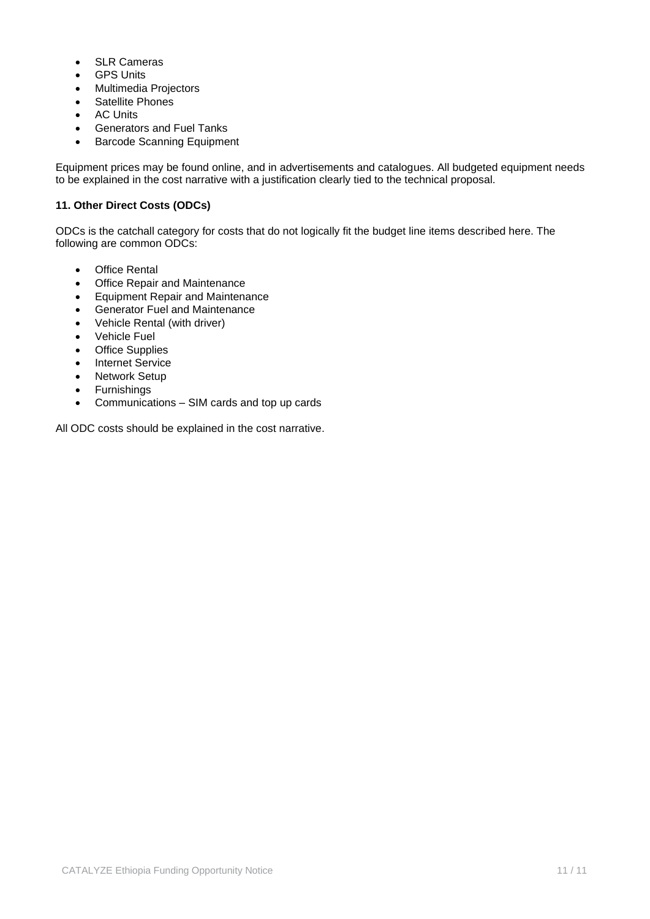- SLR Cameras
- GPS Units
- Multimedia Projectors
- Satellite Phones
- AC Units
- Generators and Fuel Tanks
- Barcode Scanning Equipment

Equipment prices may be found online, and in advertisements and catalogues. All budgeted equipment needs to be explained in the cost narrative with a justification clearly tied to the technical proposal.

**11. Other Direct Costs (ODCs)**

ODCs is the catchall category for costs that do not logically fit the budget line items described here. The following are common ODCs:

- Office Rental
- Office Repair and Maintenance
- Equipment Repair and Maintenance
- Generator Fuel and Maintenance
- Vehicle Rental (with driver)
- Vehicle Fuel
- Office Supplies
- Internet Service
- Network Setup
- Furnishings
- Communications – SIM cards and top up cards

All ODC costs should be explained in the cost narrative.